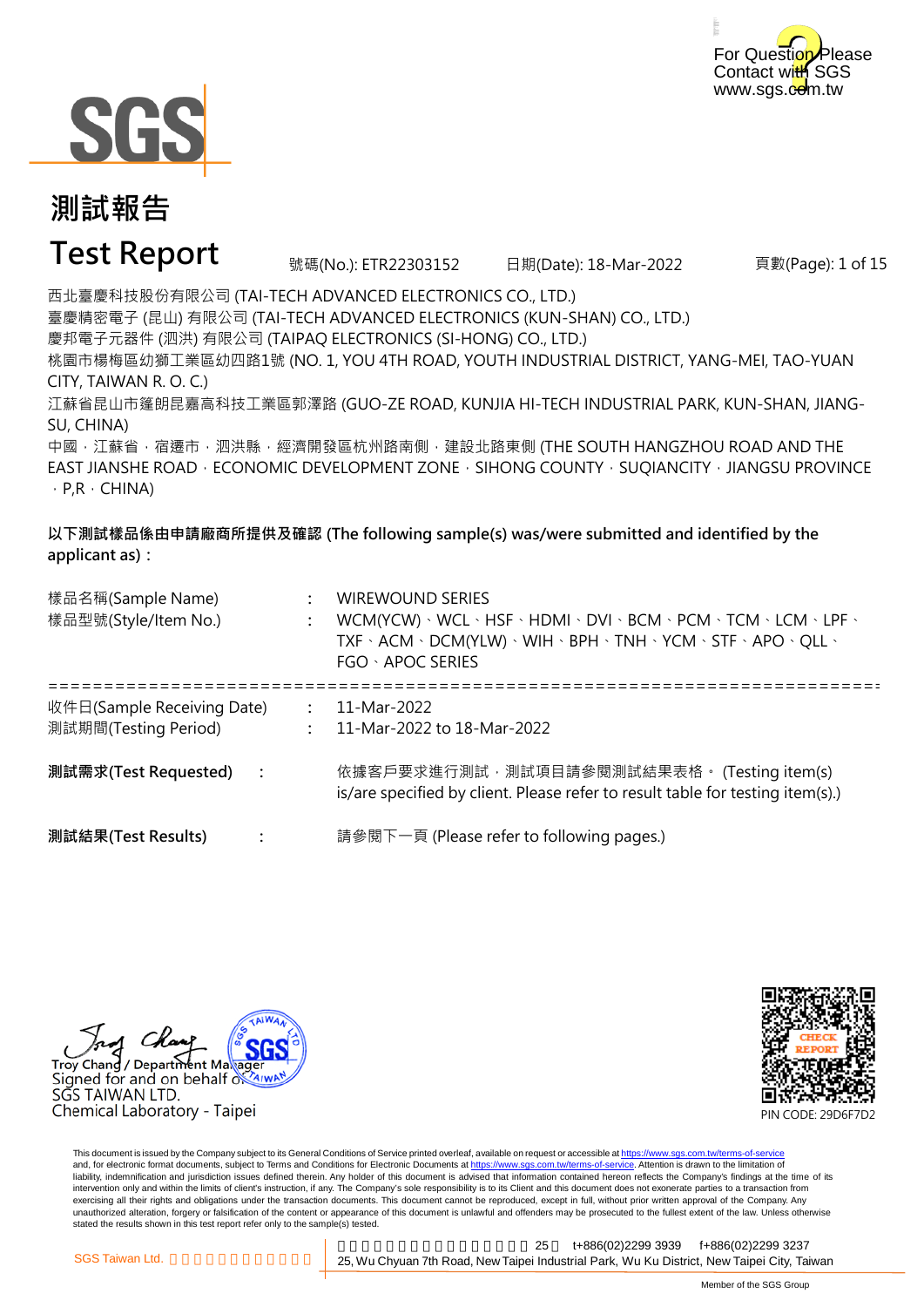# 測試報告

# Test Report

號碼(No.): ETR22303152　日期(Date): 18-Mar-2022

西北臺慶科技股份有限公司 (TAI-TECH ADVANCED ELECTRONICS CO., LTD.)
臺慶精密電子 (昆山) 有限公司 (TAI-TECH ADVANCED ELECTRONICS (KUN-SHAN) CO., LTD.)
慶邦電子元器件 (泗洪) 有限公司 (TAIPAQ ELECTRONICS (SI-HONG) CO., LTD.)
桃園市楊梅區幼獅工業區幼四路1號 (NO. 1, YOU 4TH ROAD, YOUTH INDUSTRIAL DISTRICT, YANG-MEI, TAO-YUAN CITY, TAIWAN R. O. C.)
江蘇省昆山市篷朗昆嘉高科技工業區郭澤路 (GUO-ZE ROAD, KUNJIA HI-TECH INDUSTRIAL PARK, KUN-SHAN, JIANG-SU, CHINA)
中國，江蘇省，宿遷市，泗洪縣，經濟開發區杭州路南側，建設北路東側 (THE SOUTH HANGZHOU ROAD AND THE EAST JIANSHE ROAD，ECONOMIC DEVELOPMENT ZONE，SIHONG COUNTY，SUQIANCITY，JIANGSU PROVINCE，P,R，CHINA)

**以下測試樣品係由申請廠商所提供及確認 (The following sample(s) was/were submitted and identified by the applicant as)：**

樣品名稱(Sample Name) : WIREWOUND SERIES
樣品型號(Style/Item No.) : WCM(YCW)、WCL、HSF、HDMI、DVI、BCM、PCM、TCM、LCM、LPF、TXF、ACM、DCM(YLW)、WIH、BPH、TNH、YCM、STF、APO、QLL、FGO、APOC SERIES

==========================================================================

收件日(Sample Receiving Date) : 11-Mar-2022
測試期間(Testing Period) : 11-Mar-2022 to 18-Mar-2022

**測試需求(Test Requested)** : 依據客戶要求進行測試，測試項目請參閱測試結果表格。 (Testing item(s) is/are specified by client. Please refer to result table for testing item(s).)

**測試結果(Test Results)** : 請參閱下一頁 (Please refer to following pages.)

Troy Chang / Department Manager
Signed for and on behalf of
SGS TAIWAN LTD.
Chemical Laboratory - Taipei

PIN CODE: 29D6F7D2

This document is issued by the Company subject to its General Conditions of Service printed overleaf, available on request or accessible at https://www.sgs.com.tw/terms-of-service and, for electronic format documents, subject to Terms and Conditions for Electronic Documents at https://www.sgs.com.tw/terms-of-service. Attention is drawn to the limitation of liability, indemnification and jurisdiction issues defined therein. Any holder of this document is advised that information contained hereon reflects the Company's findings at the time of its intervention only and within the limits of client's instruction, if any. The Company's sole responsibility is to its Client and this document does not exonerate parties to a transaction from exercising all their rights and obligations under the transaction documents. This document cannot be reproduced, except in full, without prior written approval of the Company. Any unauthorized alteration, forgery or falsification of the content or appearance of this document is unlawful and offenders may be prosecuted to the fullest extent of the law. Unless otherwise stated the results shown in this test report refer only to the sample(s) tested.

SGS Taiwan Ltd.　25　t+886(02)2299 3939　f+886(02)2299 3237
25, Wu Chyuan 7th Road, New Taipei Industrial Park, Wu Ku District, New Taipei City, Taiwan

Member of the SGS Group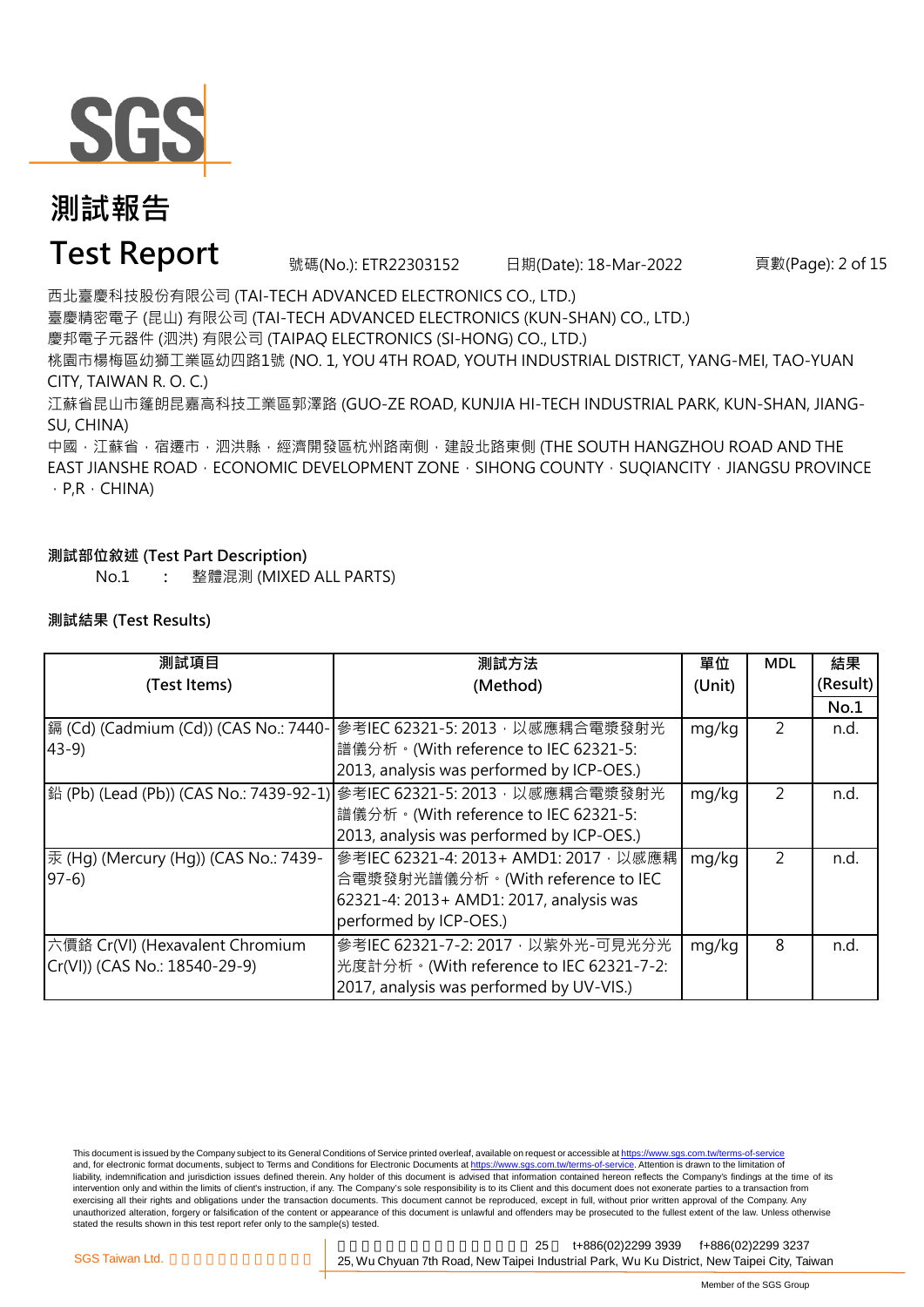# 測試報告

# Test Report

號碼(No.): ETR22303152　　日期(Date): 18-Mar-2022

西北臺慶科技股份有限公司 (TAI-TECH ADVANCED ELECTRONICS CO., LTD.)
臺慶精密電子 (昆山) 有限公司 (TAI-TECH ADVANCED ELECTRONICS (KUN-SHAN) CO., LTD.)
慶邦電子元器件 (泗洪) 有限公司 (TAIPAQ ELECTRONICS (SI-HONG) CO., LTD.)
桃園市楊梅區幼獅工業區幼四路1號 (NO. 1, YOU 4TH ROAD, YOUTH INDUSTRIAL DISTRICT, YANG-MEI, TAO-YUAN CITY, TAIWAN R. O. C.)
江蘇省昆山市篷朗昆嘉高科技工業區郭澤路 (GUO-ZE ROAD, KUNJIA HI-TECH INDUSTRIAL PARK, KUN-SHAN, JIANG-SU, CHINA)
中國，江蘇省，宿遷市，泗洪縣，經濟開發區杭州路南側，建設北路東側 (THE SOUTH HANGZHOU ROAD AND THE EAST JIANSHE ROAD，ECONOMIC DEVELOPMENT ZONE，SIHONG COUNTY，SUQIANCITY，JIANGSU PROVINCE，P,R，CHINA)

**測試部位敘述 (Test Part Description)**

No.1　:　整體混測 (MIXED ALL PARTS)

**測試結果 (Test Results)**

| 測試項目 (Test Items) | 測試方法 (Method) | 單位 (Unit) | MDL | 結果 (Result) No.1 |
|---|---|---|---|---|
| 鎘 (Cd) (Cadmium (Cd)) (CAS No.: 7440-43-9) | 參考IEC 62321-5: 2013，以感應耦合電漿發射光譜儀分析。(With reference to IEC 62321-5: 2013, analysis was performed by ICP-OES.) | mg/kg | 2 | n.d. |
| 鉛 (Pb) (Lead (Pb)) (CAS No.: 7439-92-1) | 參考IEC 62321-5: 2013，以感應耦合電漿發射光譜儀分析。(With reference to IEC 62321-5: 2013, analysis was performed by ICP-OES.) | mg/kg | 2 | n.d. |
| 汞 (Hg) (Mercury (Hg)) (CAS No.: 7439-97-6) | 參考IEC 62321-4: 2013+ AMD1: 2017，以感應耦合電漿發射光譜儀分析。(With reference to IEC 62321-4: 2013+ AMD1: 2017, analysis was performed by ICP-OES.) | mg/kg | 2 | n.d. |
| 六價鉻 Cr(VI) (Hexavalent Chromium Cr(VI)) (CAS No.: 18540-29-9) | 參考IEC 62321-7-2: 2017，以紫外光-可見光分光光度計分析。(With reference to IEC 62321-7-2: 2017, analysis was performed by UV-VIS.) | mg/kg | 8 | n.d. |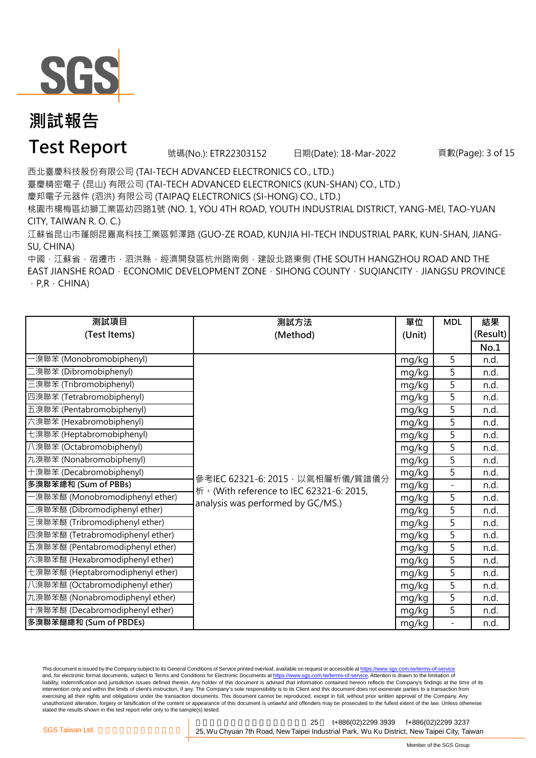# 測試報告

# Test Report

號碼(No.): ETR22303152　日期(Date): 18-Mar-2022

西北臺慶科技股份有限公司 (TAI-TECH ADVANCED ELECTRONICS CO., LTD.)

臺慶精密電子 (昆山) 有限公司 (TAI-TECH ADVANCED ELECTRONICS (KUN-SHAN) CO., LTD.)

慶邦電子元器件 (泗洪) 有限公司 (TAIPAQ ELECTRONICS (SI-HONG) CO., LTD.)

桃園市楊梅區幼獅工業區幼四路1號 (NO. 1, YOU 4TH ROAD, YOUTH INDUSTRIAL DISTRICT, YANG-MEI, TAO-YUAN CITY, TAIWAN R. O. C.)

江蘇省昆山市篴朗昆嘉高科技工業區郭澤路 (GUO-ZE ROAD, KUNJIA HI-TECH INDUSTRIAL PARK, KUN-SHAN, JIANG-SU, CHINA)

中國，江蘇省，宿遷市，泗洪縣，經濟開發區杭州路南側，建設北路東側 (THE SOUTH HANGZHOU ROAD AND THE EAST JIANSHE ROAD，ECONOMIC DEVELOPMENT ZONE，SIHONG COUNTY，SUQIANCITY，JIANGSU PROVINCE，P,R，CHINA)

| 測試項目 (Test Items) | 測試方法 (Method) | 單位 (Unit) | MDL | 結果 (Result) No.1 |
|---|---|---|---|---|
| 一溴聯苯 (Monobromobiphenyl) | 參考IEC 62321-6: 2015，以氣相層析儀/質譜儀分析。(With reference to IEC 62321-6: 2015, analysis was performed by GC/MS.) | mg/kg | 5 | n.d. |
| 二溴聯苯 (Dibromobiphenyl) | | mg/kg | 5 | n.d. |
| 三溴聯苯 (Tribromobiphenyl) | | mg/kg | 5 | n.d. |
| 四溴聯苯 (Tetrabromobiphenyl) | | mg/kg | 5 | n.d. |
| 五溴聯苯 (Pentabromobiphenyl) | | mg/kg | 5 | n.d. |
| 六溴聯苯 (Hexabromobiphenyl) | | mg/kg | 5 | n.d. |
| 七溴聯苯 (Heptabromobiphenyl) | | mg/kg | 5 | n.d. |
| 八溴聯苯 (Octabromobiphenyl) | | mg/kg | 5 | n.d. |
| 九溴聯苯 (Nonabromobiphenyl) | | mg/kg | 5 | n.d. |
| 十溴聯苯 (Decabromobiphenyl) | | mg/kg | 5 | n.d. |
| **多溴聯苯總和 (Sum of PBBs)** | | mg/kg | - | n.d. |
| 一溴聯苯醚 (Monobromodiphenyl ether) | | mg/kg | 5 | n.d. |
| 二溴聯苯醚 (Dibromodiphenyl ether) | | mg/kg | 5 | n.d. |
| 三溴聯苯醚 (Tribromodiphenyl ether) | | mg/kg | 5 | n.d. |
| 四溴聯苯醚 (Tetrabromodiphenyl ether) | | mg/kg | 5 | n.d. |
| 五溴聯苯醚 (Pentabromodiphenyl ether) | | mg/kg | 5 | n.d. |
| 六溴聯苯醚 (Hexabromodiphenyl ether) | | mg/kg | 5 | n.d. |
| 七溴聯苯醚 (Heptabromodiphenyl ether) | | mg/kg | 5 | n.d. |
| 八溴聯苯醚 (Octabromodiphenyl ether) | | mg/kg | 5 | n.d. |
| 九溴聯苯醚 (Nonabromodiphenyl ether) | | mg/kg | 5 | n.d. |
| 十溴聯苯醚 (Decabromodiphenyl ether) | | mg/kg | 5 | n.d. |
| **多溴聯苯醚總和 (Sum of PBDEs)** | | mg/kg | - | n.d. |

This document is issued by the Company subject to its General Conditions of Service printed overleaf, available on request or accessible at https://www.sgs.com.tw/terms-of-service and, for electronic format documents, subject to Terms and Conditions for Electronic Documents at https://www.sgs.com.tw/terms-of-service. Attention is drawn to the limitation of liability, indemnification and jurisdiction issues defined therein. Any holder of this document is advised that information contained hereon reflects the Company's findings at the time of its intervention only and within the limits of client's instruction, if any. The Company's sole responsibility is to its Client and this document does not exonerate parties to a transaction from exercising all their rights and obligations under the transaction documents. This document cannot be reproduced, except in full, without prior written approval of the Company. Any unauthorized alteration, forgery or falsification of the content or appearance of this document is unlawful and offenders may be prosecuted to the fullest extent of the law. Unless otherwise stated the results shown in this test report refer only to the sample(s) tested.

SGS Taiwan Ltd. 25, Wu Chyuan 7th Road, New Taipei Industrial Park, Wu Ku District, New Taipei City, Taiwan t+886(02)2299 3939 f+886(02)2299 3237

Member of the SGS Group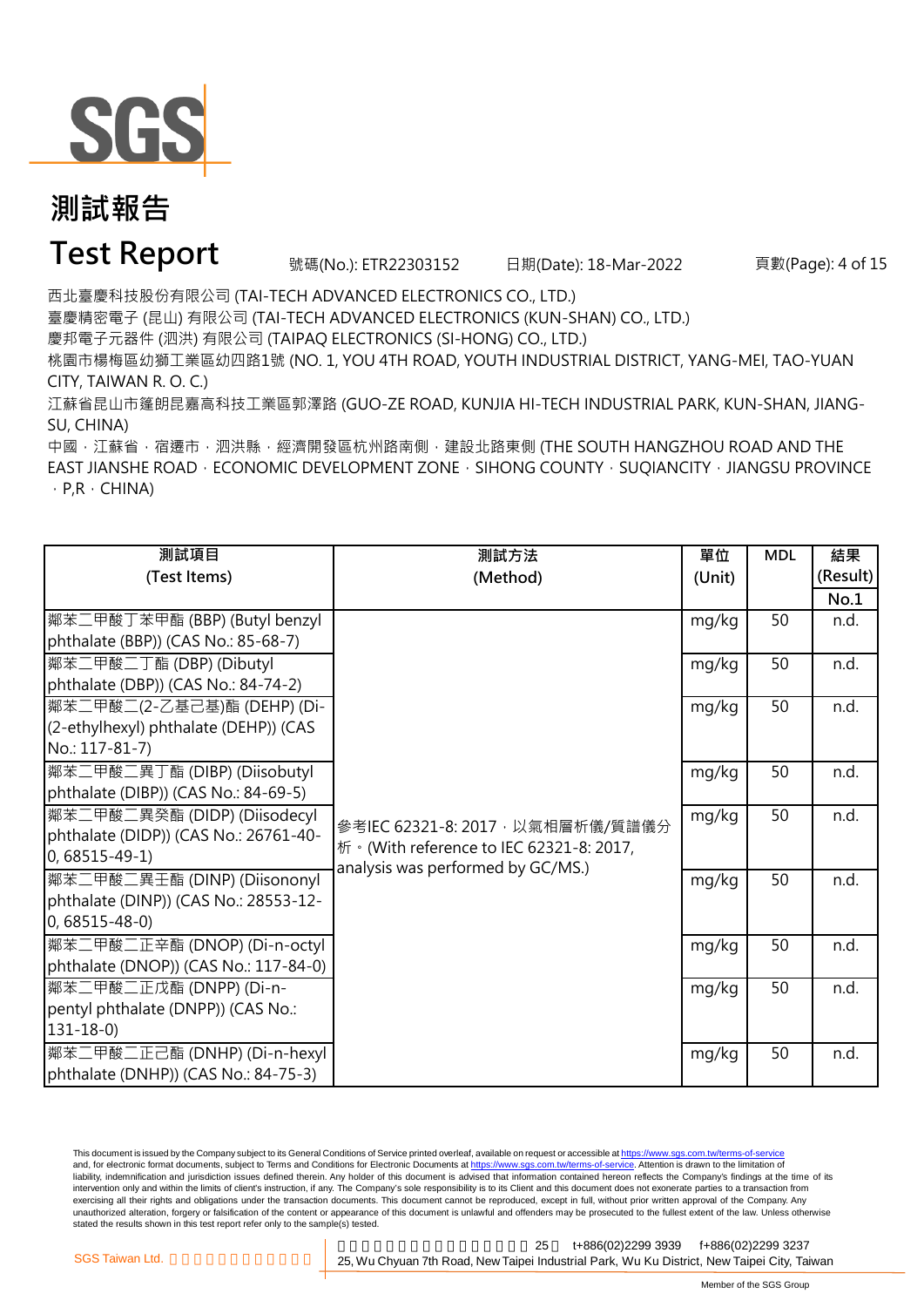# 測試報告

# Test Report

號碼(No.): ETR22303152　日期(Date): 18-Mar-2022

西北臺慶科技股份有限公司 (TAI-TECH ADVANCED ELECTRONICS CO., LTD.)
臺慶精密電子 (昆山) 有限公司 (TAI-TECH ADVANCED ELECTRONICS (KUN-SHAN) CO., LTD.)
慶邦電子元器件 (泗洪) 有限公司 (TAIPAQ ELECTRONICS (SI-HONG) CO., LTD.)
桃園市楊梅區幼獅工業區幼四路1號 (NO. 1, YOU 4TH ROAD, YOUTH INDUSTRIAL DISTRICT, YANG-MEI, TAO-YUAN CITY, TAIWAN R. O. C.)
江蘇省昆山市篷朗昆嘉高科技工業區郭澤路 (GUO-ZE ROAD, KUNJIA HI-TECH INDUSTRIAL PARK, KUN-SHAN, JIANG-SU, CHINA)
中國，江蘇省，宿遷市，泗洪縣，經濟開發區杭州路南側，建設北路東側 (THE SOUTH HANGZHOU ROAD AND THE EAST JIANSHE ROAD，ECONOMIC DEVELOPMENT ZONE，SIHONG COUNTY，SUQIANCITY，JIANGSU PROVINCE，P,R，CHINA)

| 測試項目 (Test Items) | 測試方法 (Method) | 單位 (Unit) | MDL | 結果 (Result) No.1 |
|---|---|---|---|---|
| 鄰苯二甲酸丁苯甲酯 (BBP) (Butyl benzyl phthalate (BBP)) (CAS No.: 85-68-7) | 參考IEC 62321-8: 2017，以氣相層析儀/質譜儀分析。(With reference to IEC 62321-8: 2017, analysis was performed by GC/MS.) | mg/kg | 50 | n.d. |
| 鄰苯二甲酸二丁酯 (DBP) (Dibutyl phthalate (DBP)) (CAS No.: 84-74-2) | | mg/kg | 50 | n.d. |
| 鄰苯二甲酸二(2-乙基己基)酯 (DEHP) (Di-(2-ethylhexyl) phthalate (DEHP)) (CAS No.: 117-81-7) | | mg/kg | 50 | n.d. |
| 鄰苯二甲酸二異丁酯 (DIBP) (Diisobutyl phthalate (DIBP)) (CAS No.: 84-69-5) | | mg/kg | 50 | n.d. |
| 鄰苯二甲酸二異癸酯 (DIDP) (Diisodecyl phthalate (DIDP)) (CAS No.: 26761-40-0, 68515-49-1) | | mg/kg | 50 | n.d. |
| 鄰苯二甲酸二異壬酯 (DINP) (Diisononyl phthalate (DINP)) (CAS No.: 28553-12-0, 68515-48-0) | | mg/kg | 50 | n.d. |
| 鄰苯二甲酸二正辛酯 (DNOP) (Di-n-octyl phthalate (DNOP)) (CAS No.: 117-84-0) | | mg/kg | 50 | n.d. |
| 鄰苯二甲酸二正戊酯 (DNPP) (Di-n-pentyl phthalate (DNPP)) (CAS No.: 131-18-0) | | mg/kg | 50 | n.d. |
| 鄰苯二甲酸二正己酯 (DNHP) (Di-n-hexyl phthalate (DNHP)) (CAS No.: 84-75-3) | | mg/kg | 50 | n.d. |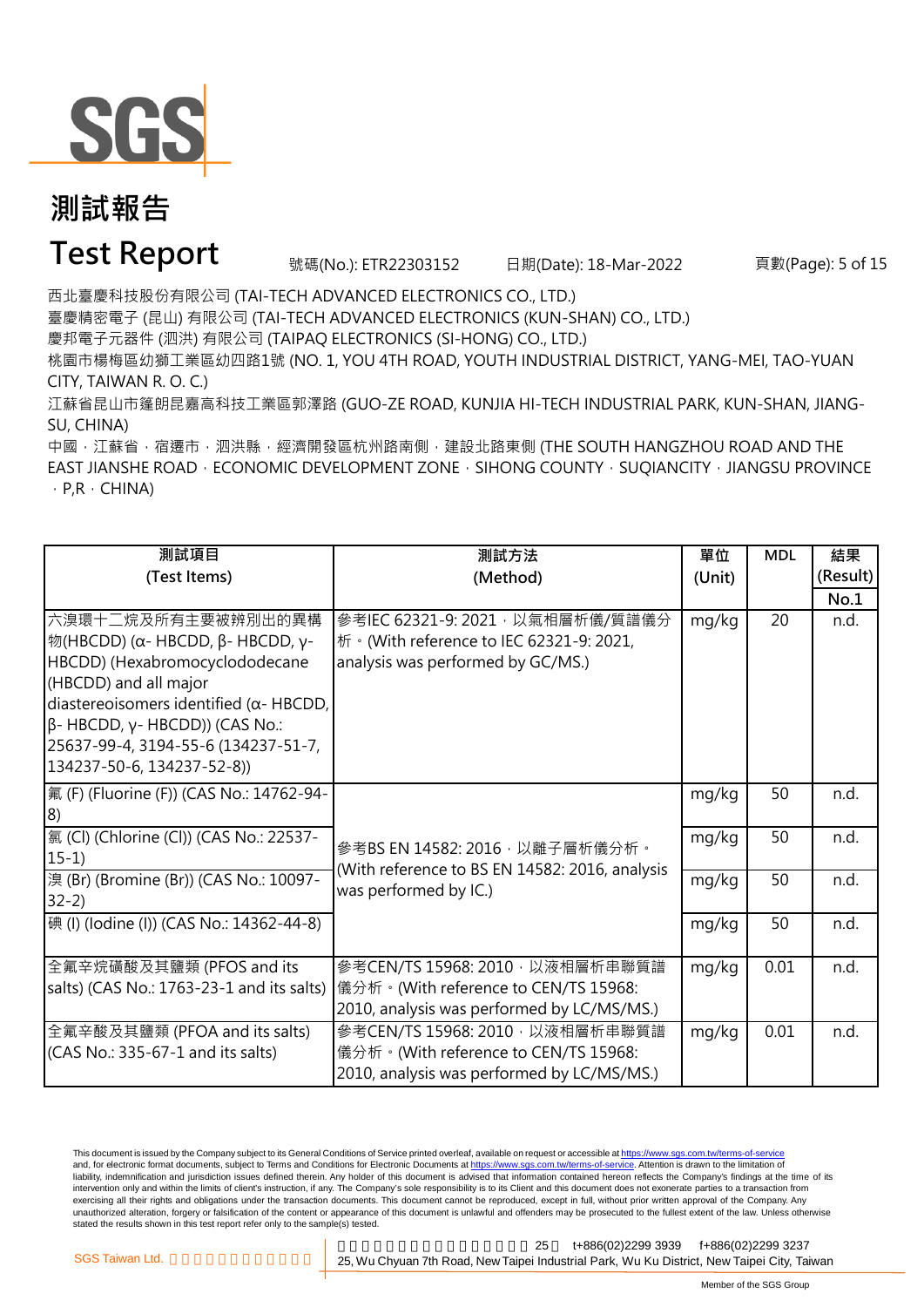# 測試報告

# Test Report

號碼(No.): ETR22303152　　日期(Date): 18-Mar-2022

西北臺慶科技股份有限公司 (TAI-TECH ADVANCED ELECTRONICS CO., LTD.)
臺慶精密電子 (昆山) 有限公司 (TAI-TECH ADVANCED ELECTRONICS (KUN-SHAN) CO., LTD.)
慶邦電子元器件 (泗洪) 有限公司 (TAIPAQ ELECTRONICS (SI-HONG) CO., LTD.)
桃園市楊梅區幼獅工業區幼四路1號 (NO. 1, YOU 4TH ROAD, YOUTH INDUSTRIAL DISTRICT, YANG-MEI, TAO-YUAN CITY, TAIWAN R. O. C.)
江蘇省昆山市篷朗昆嘉高科技工業區郭澤路 (GUO-ZE ROAD, KUNJIA HI-TECH INDUSTRIAL PARK, KUN-SHAN, JIANG-SU, CHINA)
中國，江蘇省，宿遷市，泗洪縣，經濟開發區杭州路南側，建設北路東側 (THE SOUTH HANGZHOU ROAD AND THE EAST JIANSHE ROAD，ECONOMIC DEVELOPMENT ZONE，SIHONG COUNTY，SUQIANCITY，JIANGSU PROVINCE，P,R，CHINA)

| 測試項目 (Test Items) | 測試方法 (Method) | 單位 (Unit) | MDL | 結果 (Result) No.1 |
|---|---|---|---|---|
| 六溴環十二烷及所有主要被辨別出的異構物(HBCDD) (α- HBCDD, β- HBCDD, γ- HBCDD) (Hexabromocyclododecane (HBCDD) and all major diastereoisomers identified (α- HBCDD, β- HBCDD, γ- HBCDD)) (CAS No.: 25637-99-4, 3194-55-6 (134237-51-7, 134237-50-6, 134237-52-8)) | 參考IEC 62321-9: 2021，以氣相層析儀/質譜儀分析。(With reference to IEC 62321-9: 2021, analysis was performed by GC/MS.) | mg/kg | 20 | n.d. |
| 氟 (F) (Fluorine (F)) (CAS No.: 14762-94-8) | 參考BS EN 14582: 2016，以離子層析儀分析。(With reference to BS EN 14582: 2016, analysis was performed by IC.) | mg/kg | 50 | n.d. |
| 氯 (Cl) (Chlorine (Cl)) (CAS No.: 22537-15-1) | | mg/kg | 50 | n.d. |
| 溴 (Br) (Bromine (Br)) (CAS No.: 10097-32-2) | | mg/kg | 50 | n.d. |
| 碘 (I) (Iodine (I)) (CAS No.: 14362-44-8) | | mg/kg | 50 | n.d. |
| 全氟辛烷磺酸及其鹽類 (PFOS and its salts) (CAS No.: 1763-23-1 and its salts) | 參考CEN/TS 15968: 2010，以液相層析串聯質譜儀分析。(With reference to CEN/TS 15968: 2010, analysis was performed by LC/MS/MS.) | mg/kg | 0.01 | n.d. |
| 全氟辛酸及其鹽類 (PFOA and its salts) (CAS No.: 335-67-1 and its salts) | 參考CEN/TS 15968: 2010，以液相層析串聯質譜儀分析。(With reference to CEN/TS 15968: 2010, analysis was performed by LC/MS/MS.) | mg/kg | 0.01 | n.d. |

This document is issued by the Company subject to its General Conditions of Service printed overleaf, available on request or accessible at https://www.sgs.com.tw/terms-of-service and, for electronic format documents, subject to Terms and Conditions for Electronic Documents at https://www.sgs.com.tw/terms-of-service. Attention is drawn to the limitation of liability, indemnification and jurisdiction issues defined therein. Any holder of this document is advised that information contained hereon reflects the Company's findings at the time of its intervention only and within the limits of client's instruction, if any. The Company's sole responsibility is to its Client and this document does not exonerate parties to a transaction from exercising all their rights and obligations under the transaction documents. This document cannot be reproduced, except in full, without prior written approval of the Company. Any unauthorized alteration, forgery or falsification of the content or appearance of this document is unlawful and offenders may be prosecuted to the fullest extent of the law. Unless otherwise stated the results shown in this test report refer only to the sample(s) tested.

SGS Taiwan Ltd. 25, Wu Chyuan 7th Road, New Taipei Industrial Park, Wu Ku District, New Taipei City, Taiwan t+886(02)2299 3939 f+886(02)2299 3237

Member of the SGS Group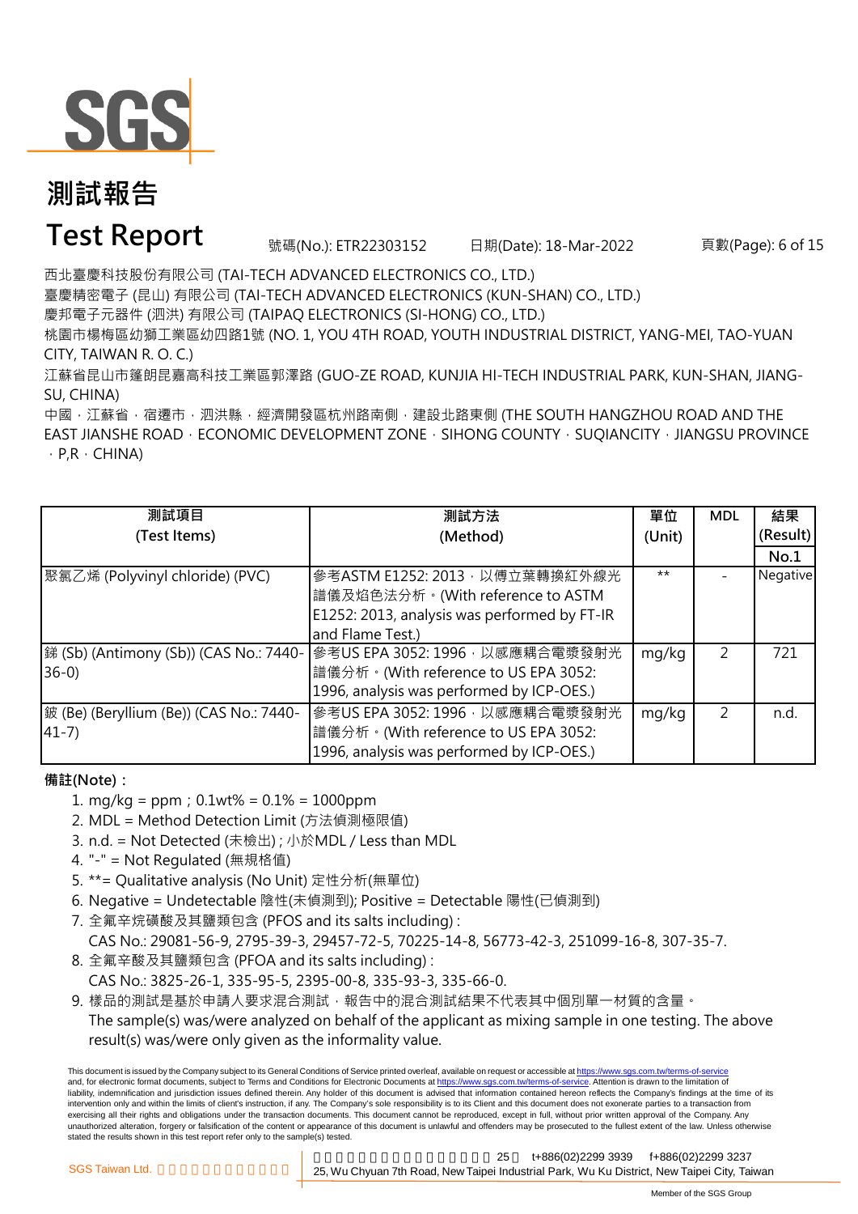# 測試報告

# Test Report

號碼(No.): ETR22303152　日期(Date): 18-Mar-2022

西北臺慶科技股份有限公司 (TAI-TECH ADVANCED ELECTRONICS CO., LTD.)
臺慶精密電子 (昆山) 有限公司 (TAI-TECH ADVANCED ELECTRONICS (KUN-SHAN) CO., LTD.)
慶邦電子元器件 (泗洪) 有限公司 (TAIPAQ ELECTRONICS (SI-HONG) CO., LTD.)
桃園市楊梅區幼獅工業區幼四路1號 (NO. 1, YOU 4TH ROAD, YOUTH INDUSTRIAL DISTRICT, YANG-MEI, TAO-YUAN CITY, TAIWAN R. O. C.)
江蘇省昆山市篷朗昆嘉高科技工業區郭澤路 (GUO-ZE ROAD, KUNJIA HI-TECH INDUSTRIAL PARK, KUN-SHAN, JIANG-SU, CHINA)
中國，江蘇省，宿遷市，泗洪縣，經濟開發區杭州路南側，建設北路東側 (THE SOUTH HANGZHOU ROAD AND THE EAST JIANSHE ROAD，ECONOMIC DEVELOPMENT ZONE，SIHONG COUNTY，SUQIANCITY，JIANGSU PROVINCE，P,R，CHINA)

| 測試項目 (Test Items) | 測試方法 (Method) | 單位 (Unit) | MDL | 結果 (Result) No.1 |
|---|---|---|---|---|
| 聚氯乙烯 (Polyvinyl chloride) (PVC) | 參考ASTM E1252: 2013，以傅立葉轉換紅外線光譜儀及焰色法分析。(With reference to ASTM E1252: 2013, analysis was performed by FT-IR and Flame Test.) | ** | - | Negative |
| 銻 (Sb) (Antimony (Sb)) (CAS No.: 7440-36-0) | 參考US EPA 3052: 1996，以感應耦合電漿發射光譜儀分析。(With reference to US EPA 3052: 1996, analysis was performed by ICP-OES.) | mg/kg | 2 | 721 |
| 鈹 (Be) (Beryllium (Be)) (CAS No.: 7440-41-7) | 參考US EPA 3052: 1996，以感應耦合電漿發射光譜儀分析。(With reference to US EPA 3052: 1996, analysis was performed by ICP-OES.) | mg/kg | 2 | n.d. |

**備註(Note)：**

1. mg/kg = ppm；0.1wt% = 0.1% = 1000ppm
2. MDL = Method Detection Limit (方法偵測極限值)
3. n.d. = Not Detected (未檢出) ; 小於MDL / Less than MDL
4. "-" = Not Regulated (無規格值)
5. **= Qualitative analysis (No Unit) 定性分析(無單位)
6. Negative = Undetectable 陰性(未偵測到); Positive = Detectable 陽性(已偵測到)
7. 全氟辛烷磺酸及其鹽類包含 (PFOS and its salts including) :
   CAS No.: 29081-56-9, 2795-39-3, 29457-72-5, 70225-14-8, 56773-42-3, 251099-16-8, 307-35-7.
8. 全氟辛酸及其鹽類包含 (PFOA and its salts including) :
   CAS No.: 3825-26-1, 335-95-5, 2395-00-8, 335-93-3, 335-66-0.
9. 樣品的測試是基於申請人要求混合測試，報告中的混合測試結果不代表其中個別單一材質的含量。
   The sample(s) was/were analyzed on behalf of the applicant as mixing sample in one testing. The above result(s) was/were only given as the informality value.

This document is issued by the Company subject to its General Conditions of Service printed overleaf, available on request or accessible at https://www.sgs.com.tw/terms-of-service and, for electronic format documents, subject to Terms and Conditions for Electronic Documents at https://www.sgs.com.tw/terms-of-service. Attention is drawn to the limitation of liability, indemnification and jurisdiction issues defined therein. Any holder of this document is advised that information contained hereon reflects the Company's findings at the time of its intervention only and within the limits of client's instruction, if any. The Company's sole responsibility is to its Client and this document does not exonerate parties to a transaction from exercising all their rights and obligations under the transaction documents. This document cannot be reproduced, except in full, without prior written approval of the Company. Any unauthorized alteration, forgery or falsification of the content or appearance of this document is unlawful and offenders may be prosecuted to the fullest extent of the law. Unless otherwise stated the results shown in this test report refer only to the sample(s) tested.

SGS Taiwan Ltd. | 25 t+886(02)2299 3939 f+886(02)2299 3237 | 25, Wu Chyuan 7th Road, New Taipei Industrial Park, Wu Ku District, New Taipei City, Taiwan

Member of the SGS Group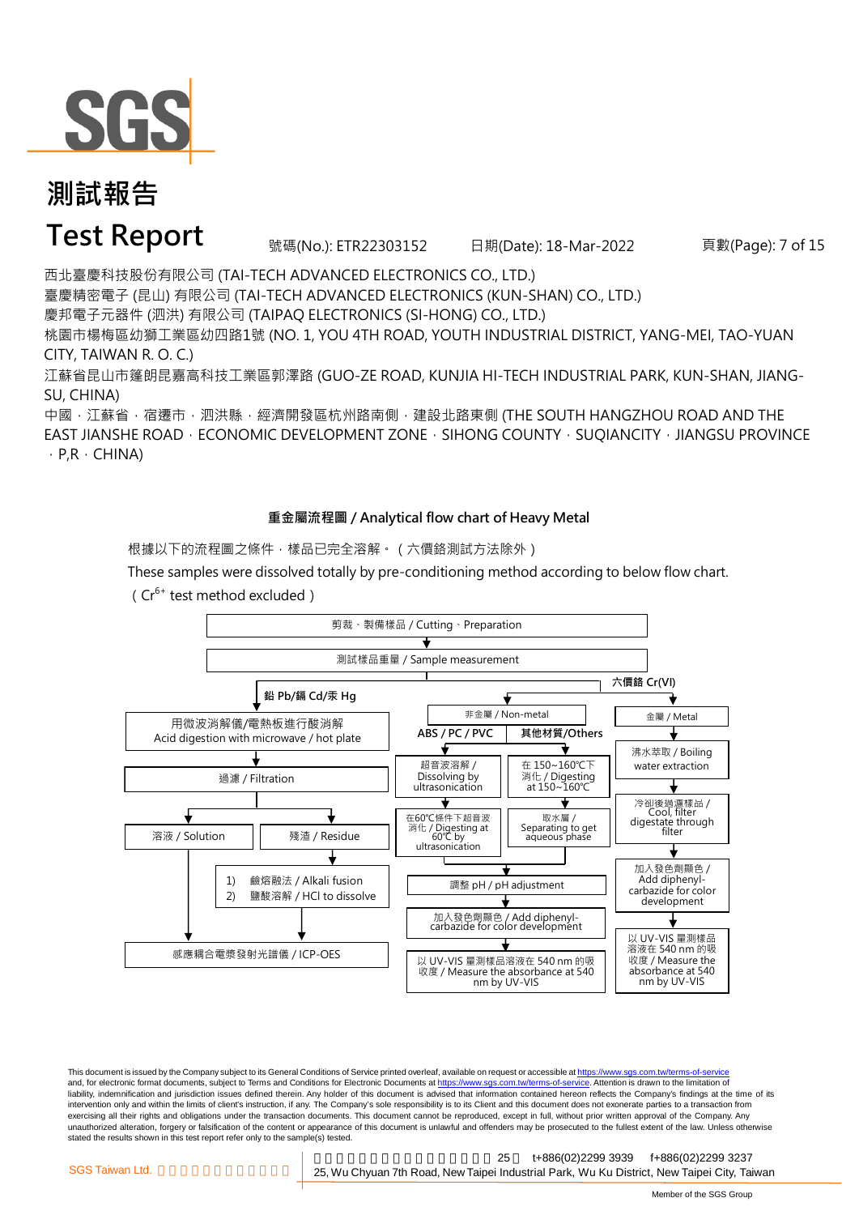# 測試報告

# Test Report

號碼(No.): ETR22303152　日期(Date): 18-Mar-2022

西北臺慶科技股份有限公司 (TAI-TECH ADVANCED ELECTRONICS CO., LTD.)
臺慶精密電子 (昆山) 有限公司 (TAI-TECH ADVANCED ELECTRONICS (KUN-SHAN) CO., LTD.)
慶邦電子元器件 (泗洪) 有限公司 (TAIPAQ ELECTRONICS (SI-HONG) CO., LTD.)
桃園市楊梅區幼獅工業區幼四路1號 (NO. 1, YOU 4TH ROAD, YOUTH INDUSTRIAL DISTRICT, YANG-MEI, TAO-YUAN CITY, TAIWAN R. O. C.)
江蘇省昆山市篷朗昆嘉高科技工業區郭澤路 (GUO-ZE ROAD, KUNJIA HI-TECH INDUSTRIAL PARK, KUN-SHAN, JIANG-SU, CHINA)
中國，江蘇省，宿遷市，泗洪縣，經濟開發區杭州路南側，建設北路東側 (THE SOUTH HANGZHOU ROAD AND THE EAST JIANSHE ROAD，ECONOMIC DEVELOPMENT ZONE，SIHONG COUNTY，SUQIANCITY，JIANGSU PROVINCE，P,R，CHINA)

## 重金屬流程圖 / Analytical flow chart of Heavy Metal

根據以下的流程圖之條件，樣品已完全溶解。（六價鉻測試方法除外）

These samples were dissolved totally by pre-conditioning method according to below flow chart.
（$Cr^{6+}$ test method excluded）

剪裁、製備樣品 / Cutting、Preparation
→ 測試樣品重量 / Sample measurement

**鉛 Pb/鎘 Cd/汞 Hg**
- 用微波消解儀/電熱板進行酸消解 / Acid digestion with microwave / hot plate
- 過濾 / Filtration
  - 溶液 / Solution → 感應耦合電漿發射光譜儀 / ICP-OES
  - 殘渣 / Residue → 1) 鹼熔融法 / Alkali fusion 2) 鹽酸溶解 / HCl to dissolve → 感應耦合電漿發射光譜儀 / ICP-OES

**六價鉻 Cr(VI)**
- 非金屬 / Non-metal
  - ABS / PC / PVC: 超音波溶解 / Dissolving by ultrasonication → 在60℃條件下超音波消化 / Digesting at 60℃ by ultrasonication
  - 其他材質/Others: 在 150~160℃下消化 / Digesting at 150~160℃ → 取水層 / Separating to get aqueous phase
  - → 調整 pH / pH adjustment
  - → 加入發色劑顯色 / Add diphenyl-carbazide for color development
  - → 以 UV-VIS 量測樣品溶液在 540 nm 的吸收度 / Measure the absorbance at 540 nm by UV-VIS
- 金屬 / Metal
  - 沸水萃取 / Boiling water extraction
  - 冷卻後過濾樣品 / Cool, filter digestate through filter
  - 加入發色劑顯色 / Add diphenyl-carbazide for color development
  - 以 UV-VIS 量測樣品溶液在 540 nm 的吸收度 / Measure the absorbance at 540 nm by UV-VIS

This document is issued by the Company subject to its General Conditions of Service printed overleaf, available on request or accessible at https://www.sgs.com.tw/terms-of-service and, for electronic format documents, subject to Terms and Conditions for Electronic Documents at https://www.sgs.com.tw/terms-of-service. Attention is drawn to the limitation of liability, indemnification and jurisdiction issues defined therein. Any holder of this document is advised that information contained hereon reflects the Company's findings at the time of its intervention only and within the limits of client's instruction, if any. The Company's sole responsibility is to its Client and this document does not exonerate parties to a transaction from exercising all their rights and obligations under the transaction documents. This document cannot be reproduced, except in full, without prior written approval of the Company. Any unauthorized alteration, forgery or falsification of the content or appearance of this document is unlawful and offenders may be prosecuted to the fullest extent of the law. Unless otherwise stated the results shown in this test report refer only to the sample(s) tested.

SGS Taiwan Ltd. | 25 t+886(02)2299 3939 f+886(02)2299 3237 | 25, Wu Chyuan 7th Road, New Taipei Industrial Park, Wu Ku District, New Taipei City, Taiwan

Member of the SGS Group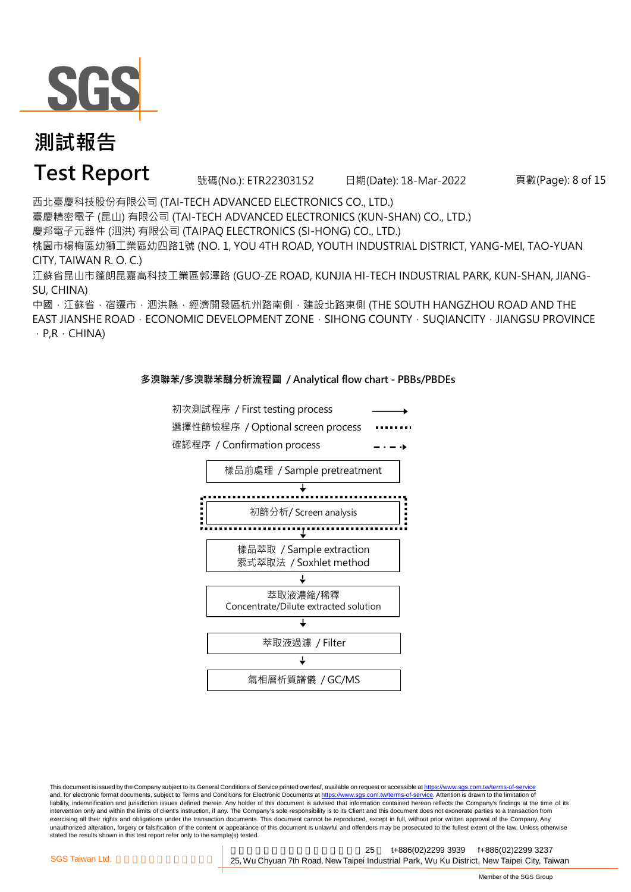# 測試報告

# Test Report

號碼(No.): ETR22303152　　日期(Date): 18-Mar-2022

西北臺慶科技股份有限公司 (TAI-TECH ADVANCED ELECTRONICS CO., LTD.)
臺慶精密電子 (昆山) 有限公司 (TAI-TECH ADVANCED ELECTRONICS (KUN-SHAN) CO., LTD.)
慶邦電子元器件 (泗洪) 有限公司 (TAIPAQ ELECTRONICS (SI-HONG) CO., LTD.)
桃園市楊梅區幼獅工業區幼四路1號 (NO. 1, YOU 4TH ROAD, YOUTH INDUSTRIAL DISTRICT, YANG-MEI, TAO-YUAN CITY, TAIWAN R. O. C.)
江蘇省昆山市篷朗昆嘉高科技工業區郭澤路 (GUO-ZE ROAD, KUNJIA HI-TECH INDUSTRIAL PARK, KUN-SHAN, JIANG-SU, CHINA)
中國，江蘇省，宿遷市，泗洪縣，經濟開發區杭州路南側，建設北路東側 (THE SOUTH HANGZHOU ROAD AND THE EAST JIANSHE ROAD，ECONOMIC DEVELOPMENT ZONE，SIHONG COUNTY，SUQIANCITY，JIANGSU PROVINCE，P,R，CHINA)

## 多溴聯苯/多溴聯苯醚分析流程圖 / Analytical flow chart - PBBs/PBDEs

- 初次測試程序 / First testing process (solid arrow)
- 選擇性篩檢程序 / Optional screen process (dotted line)
- 確認程序 / Confirmation process (dash-dot arrow)

1. 樣品前處理 / Sample pretreatment
2. 初篩分析 / Screen analysis (optional)
3. 樣品萃取 / Sample extraction
   索式萃取法 / Soxhlet method
4. 萃取液濃縮/稀釋
   Concentrate/Dilute extracted solution
5. 萃取液過濾 / Filter
6. 氣相層析質譜儀 / GC/MS

This document is issued by the Company subject to its General Conditions of Service printed overleaf, available on request or accessible at https://www.sgs.com.tw/terms-of-service and, for electronic format documents, subject to Terms and Conditions for Electronic Documents at https://www.sgs.com.tw/terms-of-service. Attention is drawn to the limitation of liability, indemnification and jurisdiction issues defined therein. Any holder of this document is advised that information contained hereon reflects the Company's findings at the time of its intervention only and within the limits of client's instruction, if any. The Company's sole responsibility is to its Client and this document does not exonerate parties to a transaction from exercising all their rights and obligations under the transaction documents. This document cannot be reproduced, except in full, without prior written approval of the Company. Any unauthorized alteration, forgery or falsification of the content or appearance of this document is unlawful and offenders may be prosecuted to the fullest extent of the law. Unless otherwise stated the results shown in this test report refer only to the sample(s) tested.

SGS Taiwan Ltd. 25, Wu Chyuan 7th Road, New Taipei Industrial Park, Wu Ku District, New Taipei City, Taiwan t+886(02)2299 3939 f+886(02)2299 3237

Member of the SGS Group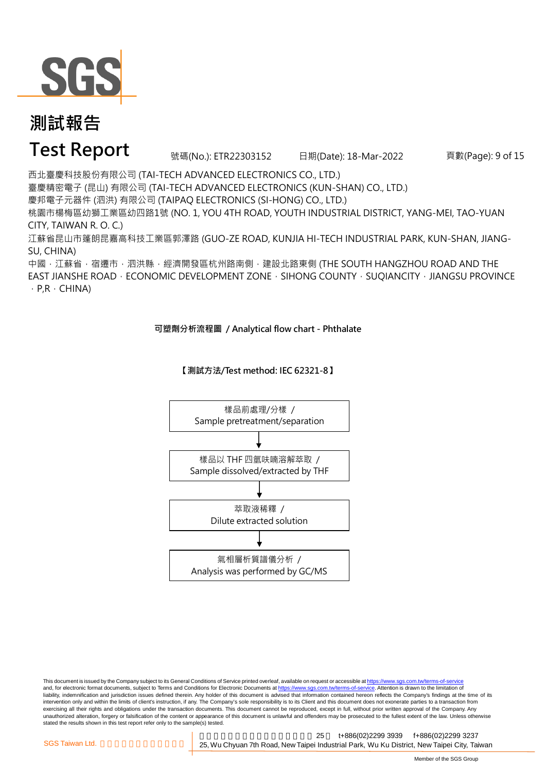# 測試報告

# Test Report

號碼(No.): ETR22303152　　日期(Date): 18-Mar-2022

西北臺慶科技股份有限公司 (TAI-TECH ADVANCED ELECTRONICS CO., LTD.)
臺慶精密電子 (昆山) 有限公司 (TAI-TECH ADVANCED ELECTRONICS (KUN-SHAN) CO., LTD.)
慶邦電子元器件 (泗洪) 有限公司 (TAIPAQ ELECTRONICS (SI-HONG) CO., LTD.)
桃園市楊梅區幼獅工業區幼四路1號 (NO. 1, YOU 4TH ROAD, YOUTH INDUSTRIAL DISTRICT, YANG-MEI, TAO-YUAN CITY, TAIWAN R. O. C.)
江蘇省昆山市篷朗昆嘉高科技工業區郭澤路 (GUO-ZE ROAD, KUNJIA HI-TECH INDUSTRIAL PARK, KUN-SHAN, JIANG-SU, CHINA)
中國，江蘇省，宿遷市，泗洪縣，經濟開發區杭州路南側，建設北路東側 (THE SOUTH HANGZHOU ROAD AND THE EAST JIANSHE ROAD，ECONOMIC DEVELOPMENT ZONE，SIHONG COUNTY，SUQIANCITY，JIANGSU PROVINCE，P,R，CHINA)

**可塑劑分析流程圖 / Analytical flow chart - Phthalate**

**【測試方法/Test method: IEC 62321-8】**

樣品前處理/分樣 / Sample pretreatment/separation

↓

樣品以 THF 四氫呋喃溶解萃取 / Sample dissolved/extracted by THF

↓

萃取液稀釋 / Dilute extracted solution

↓

氣相層析質譜儀分析 / Analysis was performed by GC/MS

This document is issued by the Company subject to its General Conditions of Service printed overleaf, available on request or accessible at https://www.sgs.com.tw/terms-of-service and, for electronic format documents, subject to Terms and Conditions for Electronic Documents at https://www.sgs.com.tw/terms-of-service. Attention is drawn to the limitation of liability, indemnification and jurisdiction issues defined therein. Any holder of this document is advised that information contained hereon reflects the Company's findings at the time of its intervention only and within the limits of client's instruction, if any. The Company's sole responsibility is to its Client and this document does not exonerate parties to a transaction from exercising all their rights and obligations under the transaction documents. This document cannot be reproduced, except in full, without prior written approval of the Company. Any unauthorized alteration, forgery or falsification of the content or appearance of this document is unlawful and offenders may be prosecuted to the fullest extent of the law. Unless otherwise stated the results shown in this test report refer only to the sample(s) tested.

SGS Taiwan Ltd. | 25, Wu Chyuan 7th Road, New Taipei Industrial Park, Wu Ku District, New Taipei City, Taiwan | t+886(02)2299 3939 f+886(02)2299 3237

Member of the SGS Group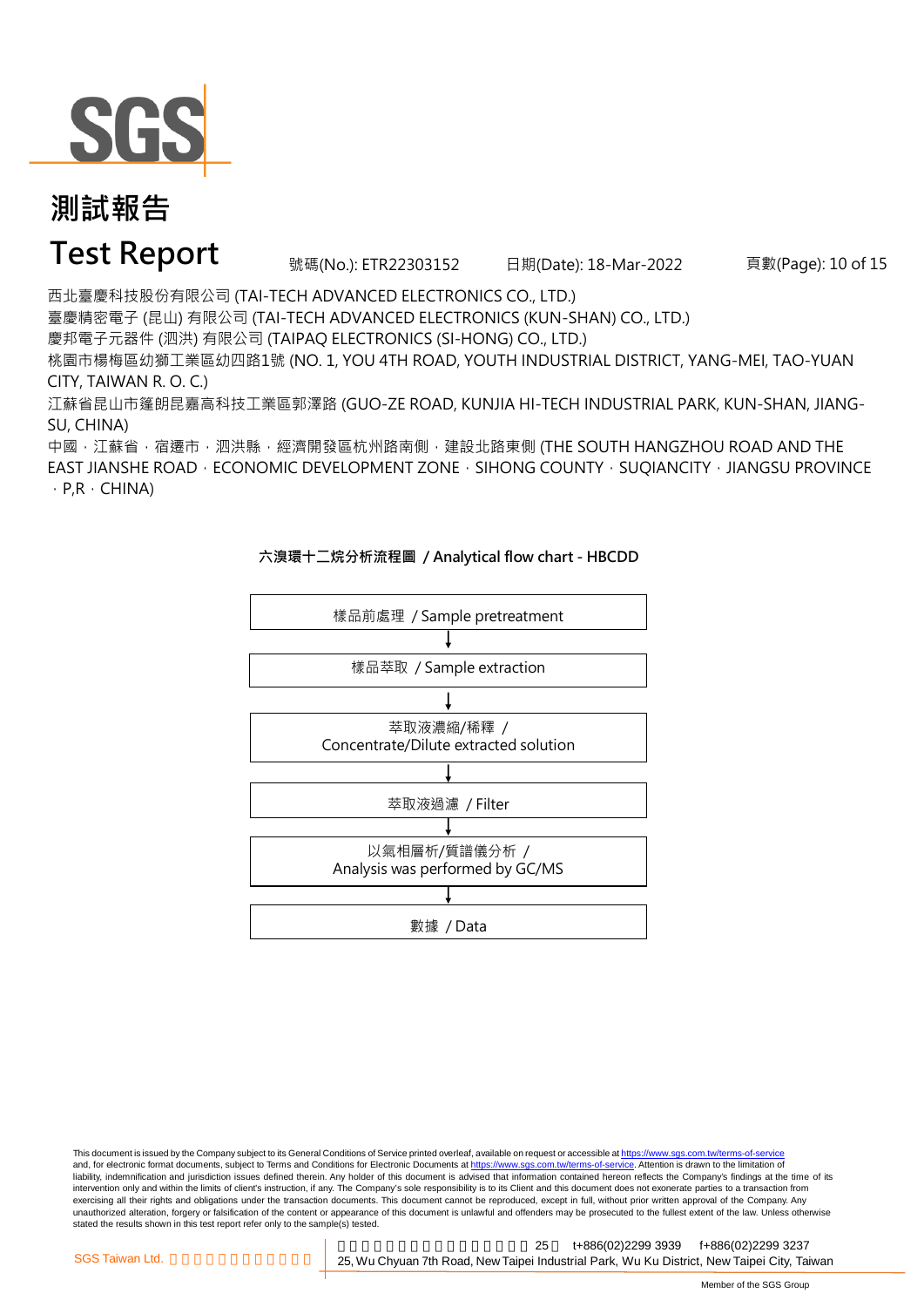# 測試報告

# Test Report

號碼(No.): ETR22303152　日期(Date): 18-Mar-2022

西北臺慶科技股份有限公司 (TAI-TECH ADVANCED ELECTRONICS CO., LTD.)
臺慶精密電子 (昆山) 有限公司 (TAI-TECH ADVANCED ELECTRONICS (KUN-SHAN) CO., LTD.)
慶邦電子元器件 (泗洪) 有限公司 (TAIPAQ ELECTRONICS (SI-HONG) CO., LTD.)
桃園市楊梅區幼獅工業區幼四路1號 (NO. 1, YOU 4TH ROAD, YOUTH INDUSTRIAL DISTRICT, YANG-MEI, TAO-YUAN CITY, TAIWAN R. O. C.)
江蘇省昆山市篷朗昆嘉高科技工業區郭澤路 (GUO-ZE ROAD, KUNJIA HI-TECH INDUSTRIAL PARK, KUN-SHAN, JIANG-SU, CHINA)
中國，江蘇省，宿遷市，泗洪縣，經濟開發區杭州路南側，建設北路東側 (THE SOUTH HANGZHOU ROAD AND THE EAST JIANSHE ROAD，ECONOMIC DEVELOPMENT ZONE，SIHONG COUNTY，SUQIANCITY，JIANGSU PROVINCE，P,R，CHINA)

**六溴環十二烷分析流程圖 / Analytical flow chart - HBCDD**

樣品前處理 / Sample pretreatment

↓

樣品萃取 / Sample extraction

↓

萃取液濃縮/稀釋 / Concentrate/Dilute extracted solution

↓

萃取液過濾 / Filter

↓

以氣相層析/質譜儀分析 / Analysis was performed by GC/MS

↓

數據 / Data

This document is issued by the Company subject to its General Conditions of Service printed overleaf, available on request or accessible at https://www.sgs.com.tw/terms-of-service and, for electronic format documents, subject to Terms and Conditions for Electronic Documents at https://www.sgs.com.tw/terms-of-service. Attention is drawn to the limitation of liability, indemnification and jurisdiction issues defined therein. Any holder of this document is advised that information contained hereon reflects the Company's findings at the time of its intervention only and within the limits of client's instruction, if any. The Company's sole responsibility is to its Client and this document does not exonerate parties to a transaction from exercising all their rights and obligations under the transaction documents. This document cannot be reproduced, except in full, without prior written approval of the Company. Any unauthorized alteration, forgery or falsification of the content or appearance of this document is unlawful and offenders may be prosecuted to the fullest extent of the law. Unless otherwise stated the results shown in this test report refer only to the sample(s) tested.

SGS Taiwan Ltd. 25, Wu Chyuan 7th Road, New Taipei Industrial Park, Wu Ku District, New Taipei City, Taiwan t+886(02)2299 3939 f+886(02)2299 3237

Member of the SGS Group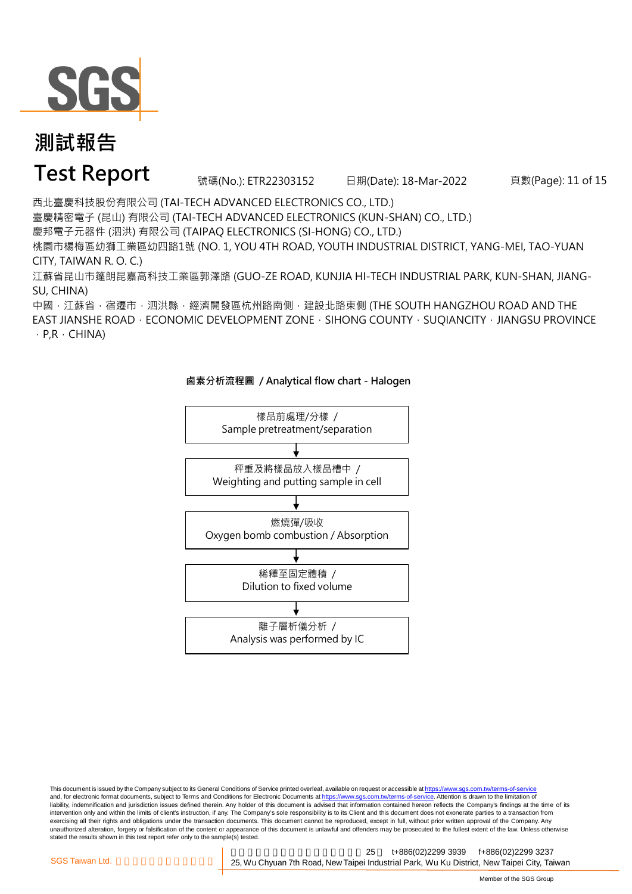# 測試報告

# Test Report

號碼(No.): ETR22303152　日期(Date): 18-Mar-2022

西北臺慶科技股份有限公司 (TAI-TECH ADVANCED ELECTRONICS CO., LTD.)
臺慶精密電子 (昆山) 有限公司 (TAI-TECH ADVANCED ELECTRONICS (KUN-SHAN) CO., LTD.)
慶邦電子元器件 (泗洪) 有限公司 (TAIPAQ ELECTRONICS (SI-HONG) CO., LTD.)
桃園市楊梅區幼獅工業區幼四路1號 (NO. 1, YOU 4TH ROAD, YOUTH INDUSTRIAL DISTRICT, YANG-MEI, TAO-YUAN CITY, TAIWAN R. O. C.)
江蘇省昆山市篷朗昆嘉高科技工業區郭澤路 (GUO-ZE ROAD, KUNJIA HI-TECH INDUSTRIAL PARK, KUN-SHAN, JIANG-SU, CHINA)
中國，江蘇省，宿遷市，泗洪縣，經濟開發區杭州路南側，建設北路東側 (THE SOUTH HANGZHOU ROAD AND THE EAST JIANSHE ROAD，ECONOMIC DEVELOPMENT ZONE，SIHONG COUNTY，SUQIANCITY，JIANGSU PROVINCE，P,R，CHINA)

**鹵素分析流程圖 / Analytical flow chart - Halogen**

樣品前處理/分樣 / Sample pretreatment/separation

↓

秤重及將樣品放入樣品槽中 / Weighting and putting sample in cell

↓

燃燒彈/吸收 Oxygen bomb combustion / Absorption

↓

稀釋至固定體積 / Dilution to fixed volume

↓

離子層析儀分析 / Analysis was performed by IC

This document is issued by the Company subject to its General Conditions of Service printed overleaf, available on request or accessible at https://www.sgs.com.tw/terms-of-service and, for electronic format documents, subject to Terms and Conditions for Electronic Documents at https://www.sgs.com.tw/terms-of-service. Attention is drawn to the limitation of liability, indemnification and jurisdiction issues defined therein. Any holder of this document is advised that information contained hereon reflects the Company's findings at the time of its intervention only and within the limits of client's instruction, if any. The Company's sole responsibility is to its Client and this document does not exonerate parties to a transaction from exercising all their rights and obligations under the transaction documents. This document cannot be reproduced, except in full, without prior written approval of the Company. Any unauthorized alteration, forgery or falsification of the content or appearance of this document is unlawful and offenders may be prosecuted to the fullest extent of the law. Unless otherwise stated the results shown in this test report refer only to the sample(s) tested.

SGS Taiwan Ltd. 　25　t+886(02)2299 3939　f+886(02)2299 3237
25, Wu Chyuan 7th Road, New Taipei Industrial Park, Wu Ku District, New Taipei City, Taiwan

Member of the SGS Group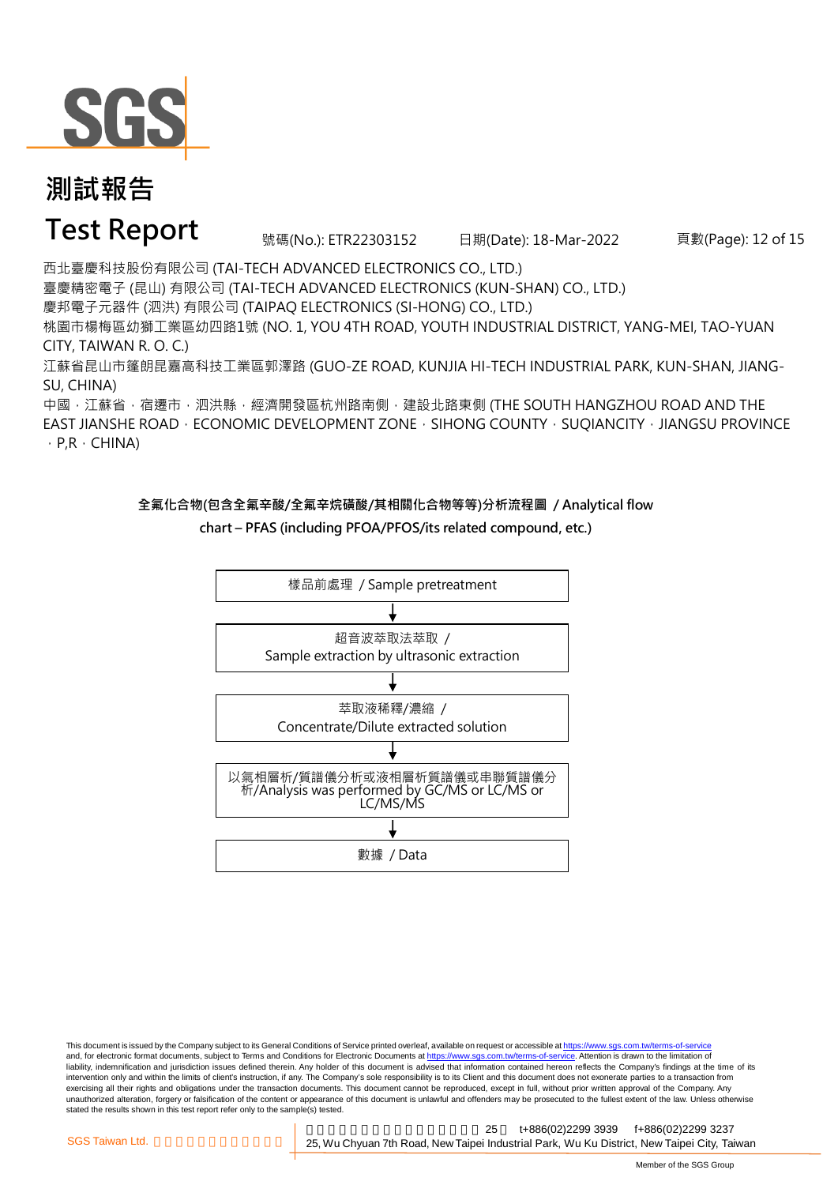# 測試報告

# Test Report

號碼(No.): ETR22303152 日期(Date): 18-Mar-2022

西北臺慶科技股份有限公司 (TAI-TECH ADVANCED ELECTRONICS CO., LTD.)
臺慶精密電子 (昆山) 有限公司 (TAI-TECH ADVANCED ELECTRONICS (KUN-SHAN) CO., LTD.)
慶邦電子元器件 (泗洪) 有限公司 (TAIPAQ ELECTRONICS (SI-HONG) CO., LTD.)
桃園市楊梅區幼獅工業區幼四路1號 (NO. 1, YOU 4TH ROAD, YOUTH INDUSTRIAL DISTRICT, YANG-MEI, TAO-YUAN CITY, TAIWAN R. O. C.)
江蘇省昆山市篷朗昆嘉高科技工業區郭澤路 (GUO-ZE ROAD, KUNJIA HI-TECH INDUSTRIAL PARK, KUN-SHAN, JIANG-SU, CHINA)
中國，江蘇省，宿遷市，泗洪縣，經濟開發區杭州路南側，建設北路東側 (THE SOUTH HANGZHOU ROAD AND THE EAST JIANSHE ROAD，ECONOMIC DEVELOPMENT ZONE，SIHONG COUNTY，SUQIANCITY，JIANGSU PROVINCE，P,R，CHINA)

**全氟化合物(包含全氟辛酸/全氟辛烷磺酸/其相關化合物等等)分析流程圖 / Analytical flow chart – PFAS (including PFOA/PFOS/its related compound, etc.)**

樣品前處理 / Sample pretreatment

↓

超音波萃取法萃取 / Sample extraction by ultrasonic extraction

↓

萃取液稀釋/濃縮 / Concentrate/Dilute extracted solution

↓

以氣相層析/質譜儀分析或液相層析質譜儀或串聯質譜儀分析/Analysis was performed by GC/MS or LC/MS or LC/MS/MS

↓

數據 / Data

This document is issued by the Company subject to its General Conditions of Service printed overleaf, available on request or accessible at https://www.sgs.com.tw/terms-of-service and, for electronic format documents, subject to Terms and Conditions for Electronic Documents at https://www.sgs.com.tw/terms-of-service. Attention is drawn to the limitation of liability, indemnification and jurisdiction issues defined therein. Any holder of this document is advised that information contained hereon reflects the Company's findings at the time of its intervention only and within the limits of client's instruction, if any. The Company's sole responsibility is to its Client and this document does not exonerate parties to a transaction from exercising all their rights and obligations under the transaction documents. This document cannot be reproduced, except in full, without prior written approval of the Company. Any unauthorized alteration, forgery or falsification of the content or appearance of this document is unlawful and offenders may be prosecuted to the fullest extent of the law. Unless otherwise stated the results shown in this test report refer only to the sample(s) tested.

SGS Taiwan Ltd. 25 t+886(02)2299 3939 f+886(02)2299 3237
25, Wu Chyuan 7th Road, New Taipei Industrial Park, Wu Ku District, New Taipei City, Taiwan

Member of the SGS Group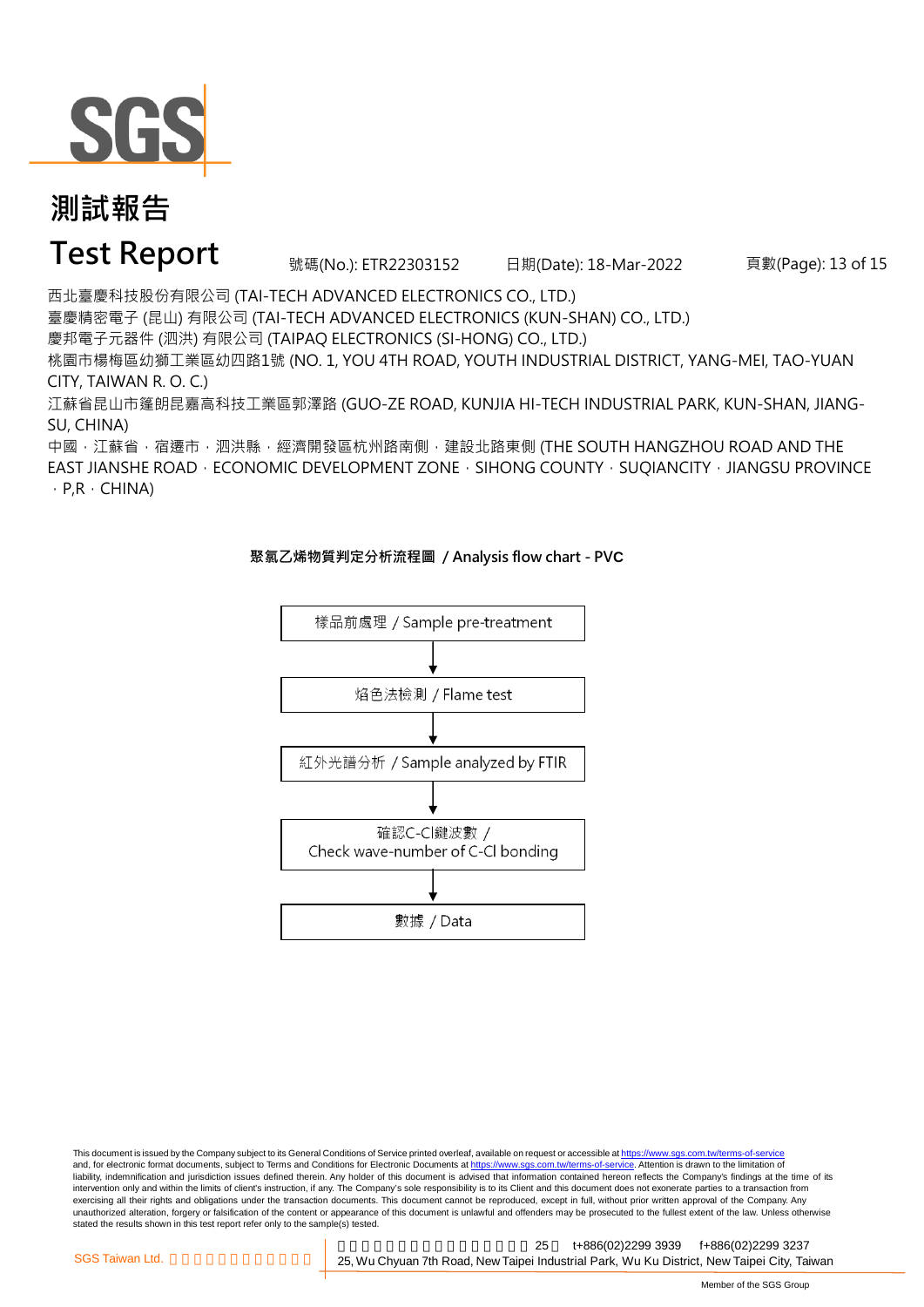# 測試報告

# Test Report

號碼(No.): ETR22303152　　日期(Date): 18-Mar-2022

西北臺慶科技股份有限公司 (TAI-TECH ADVANCED ELECTRONICS CO., LTD.)
臺慶精密電子 (昆山) 有限公司 (TAI-TECH ADVANCED ELECTRONICS (KUN-SHAN) CO., LTD.)
慶邦電子元器件 (泗洪) 有限公司 (TAIPAQ ELECTRONICS (SI-HONG) CO., LTD.)
桃園市楊梅區幼獅工業區幼四路1號 (NO. 1, YOU 4TH ROAD, YOUTH INDUSTRIAL DISTRICT, YANG-MEI, TAO-YUAN CITY, TAIWAN R. O. C.)
江蘇省昆山市篷朗昆嘉高科技工業區郭澤路 (GUO-ZE ROAD, KUNJIA HI-TECH INDUSTRIAL PARK, KUN-SHAN, JIANG-SU, CHINA)
中國，江蘇省，宿遷市，泗洪縣，經濟開發區杭州路南側，建設北路東側 (THE SOUTH HANGZHOU ROAD AND THE EAST JIANSHE ROAD，ECONOMIC DEVELOPMENT ZONE，SIHONG COUNTY，SUQIANCITY，JIANGSU PROVINCE，P,R，CHINA)

**聚氯乙烯物質判定分析流程圖 / Analysis flow chart - PVC**

樣品前處理 / Sample pre-treatment
↓
焰色法檢測 / Flame test
↓
紅外光譜分析 / Sample analyzed by FTIR
↓
確認C-Cl鍵波數 / Check wave-number of C-Cl bonding
↓
數據 / Data

This document is issued by the Company subject to its General Conditions of Service printed overleaf, available on request or accessible at https://www.sgs.com.tw/terms-of-service and, for electronic format documents, subject to Terms and Conditions for Electronic Documents at https://www.sgs.com.tw/terms-of-service. Attention is drawn to the limitation of liability, indemnification and jurisdiction issues defined therein. Any holder of this document is advised that information contained hereon reflects the Company's findings at the time of its intervention only and within the limits of client's instruction, if any. The Company's sole responsibility is to its Client and this document does not exonerate parties to a transaction from exercising all their rights and obligations under the transaction documents. This document cannot be reproduced, except in full, without prior written approval of the Company. Any unauthorized alteration, forgery or falsification of the content or appearance of this document is unlawful and offenders may be prosecuted to the fullest extent of the law. Unless otherwise stated the results shown in this test report refer only to the sample(s) tested.

SGS Taiwan Ltd. 25 t+886(02)2299 3939 f+886(02)2299 3237
25, Wu Chyuan 7th Road, New Taipei Industrial Park, Wu Ku District, New Taipei City, Taiwan

Member of the SGS Group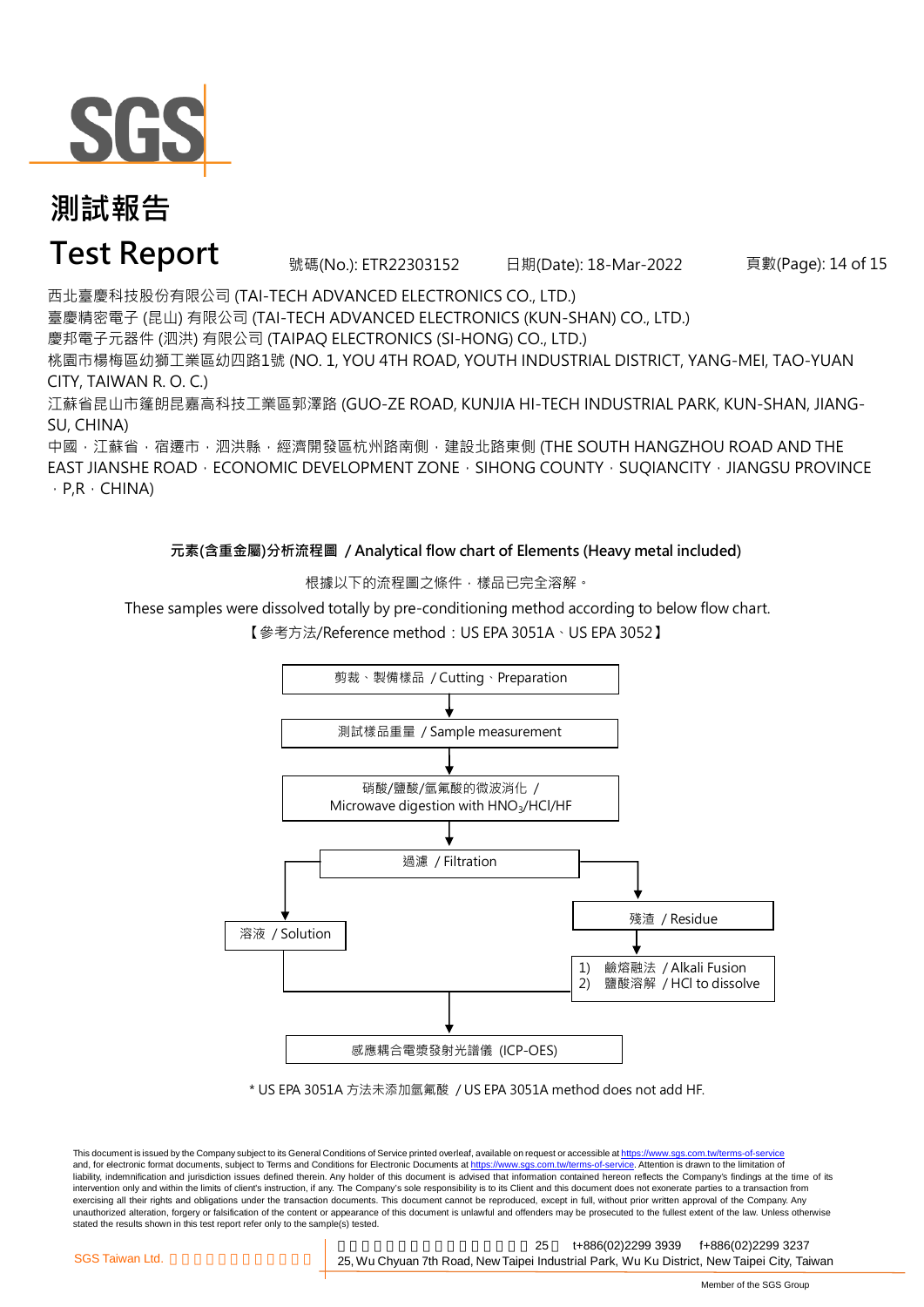# 測試報告

# Test Report

號碼(No.): ETR22303152　　日期(Date): 18-Mar-2022

西北臺慶科技股份有限公司 (TAI-TECH ADVANCED ELECTRONICS CO., LTD.)
臺慶精密電子 (昆山) 有限公司 (TAI-TECH ADVANCED ELECTRONICS (KUN-SHAN) CO., LTD.)
慶邦電子元器件 (泗洪) 有限公司 (TAIPAQ ELECTRONICS (SI-HONG) CO., LTD.)
桃園市楊梅區幼獅工業區幼四路1號 (NO. 1, YOU 4TH ROAD, YOUTH INDUSTRIAL DISTRICT, YANG-MEI, TAO-YUAN CITY, TAIWAN R. O. C.)
江蘇省昆山市篷朗昆嘉高科技工業區郭澤路 (GUO-ZE ROAD, KUNJIA HI-TECH INDUSTRIAL PARK, KUN-SHAN, JIANG-SU, CHINA)
中國，江蘇省，宿遷市，泗洪縣，經濟開發區杭州路南側，建設北路東側 (THE SOUTH HANGZHOU ROAD AND THE EAST JIANSHE ROAD，ECONOMIC DEVELOPMENT ZONE，SIHONG COUNTY，SUQIANCITY，JIANGSU PROVINCE，P,R，CHINA)

## 元素(含重金屬)分析流程圖 / Analytical flow chart of Elements (Heavy metal included)

根據以下的流程圖之條件，樣品已完全溶解。

These samples were dissolved totally by pre-conditioning method according to below flow chart.

【參考方法/Reference method：US EPA 3051A、US EPA 3052】

- 剪裁、製備樣品 / Cutting、Preparation
- ↓ 測試樣品重量 / Sample measurement
- ↓ 硝酸/鹽酸/氫氟酸的微波消化 / Microwave digestion with $HNO_3$/HCl/HF
- ↓ 過濾 / Filtration
  - → 溶液 / Solution
  - → 殘渣 / Residue → 1) 鹼熔融法 / Alkali Fusion 2) 鹽酸溶解 / HCl to dissolve
- ↓ 感應耦合電漿發射光譜儀 (ICP-OES)

\* US EPA 3051A 方法未添加氫氟酸 / US EPA 3051A method does not add HF.

This document is issued by the Company subject to its General Conditions of Service printed overleaf, available on request or accessible at https://www.sgs.com.tw/terms-of-service and, for electronic format documents, subject to Terms and Conditions for Electronic Documents at https://www.sgs.com.tw/terms-of-service. Attention is drawn to the limitation of liability, indemnification and jurisdiction issues defined therein. Any holder of this document is advised that information contained hereon reflects the Company's findings at the time of its intervention only and within the limits of client's instruction, if any. The Company's sole responsibility is to its Client and this document does not exonerate parties to a transaction from exercising all their rights and obligations under the transaction documents. This document cannot be reproduced, except in full, without prior written approval of the Company. Any unauthorized alteration, forgery or falsification of the content or appearance of this document is unlawful and offenders may be prosecuted to the fullest extent of the law. Unless otherwise stated the results shown in this test report refer only to the sample(s) tested.

SGS Taiwan Ltd. 25, Wu Chyuan 7th Road, New Taipei Industrial Park, Wu Ku District, New Taipei City, Taiwan t+886(02)2299 3939 f+886(02)2299 3237

Member of the SGS Group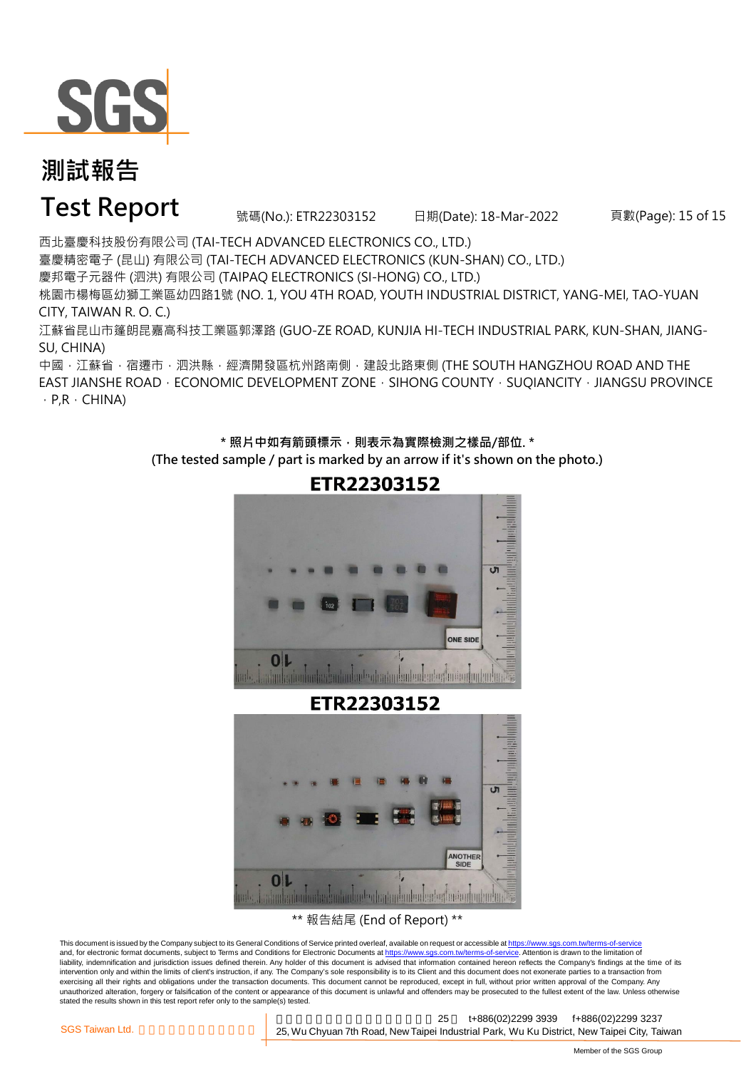# 測試報告

# Test Report

號碼(No.): ETR22303152　日期(Date): 18-Mar-2022

西北臺慶科技股份有限公司 (TAI-TECH ADVANCED ELECTRONICS CO., LTD.)
臺慶精密電子 (昆山) 有限公司 (TAI-TECH ADVANCED ELECTRONICS (KUN-SHAN) CO., LTD.)
慶邦電子元器件 (泗洪) 有限公司 (TAIPAQ ELECTRONICS (SI-HONG) CO., LTD.)
桃園市楊梅區幼獅工業區幼四路1號 (NO. 1, YOU 4TH ROAD, YOUTH INDUSTRIAL DISTRICT, YANG-MEI, TAO-YUAN CITY, TAIWAN R. O. C.)
江蘇省昆山市篷朗昆嘉高科技工業區郭澤路 (GUO-ZE ROAD, KUNJIA HI-TECH INDUSTRIAL PARK, KUN-SHAN, JIANG-SU, CHINA)
中國，江蘇省，宿遷市，泗洪縣，經濟開發區杭州路南側，建設北路東側 (THE SOUTH HANGZHOU ROAD AND THE EAST JIANSHE ROAD，ECONOMIC DEVELOPMENT ZONE，SIHONG COUNTY，SUQIANCITY，JIANGSU PROVINCE，P,R，CHINA)

**\* 照片中如有箭頭標示，則表示為實際檢測之樣品/部位. \***
**(The tested sample / part is marked by an arrow if it's shown on the photo.)**

**ETR22303152**

ONE SIDE

**ETR22303152**

ANOTHER SIDE

\*\* 報告結尾 (End of Report) \*\*

This document is issued by the Company subject to its General Conditions of Service printed overleaf, available on request or accessible at https://www.sgs.com.tw/terms-of-service and, for electronic format documents, subject to Terms and Conditions for Electronic Documents at https://www.sgs.com.tw/terms-of-service. Attention is drawn to the limitation of liability, indemnification and jurisdiction issues defined therein. Any holder of this document is advised that information contained hereon reflects the Company's findings at the time of its intervention only and within the limits of client's instruction, if any. The Company's sole responsibility is to its Client and this document does not exonerate parties to a transaction from exercising all their rights and obligations under the transaction documents. This document cannot be reproduced, except in full, without prior written approval of the Company. Any unauthorized alteration, forgery or falsification of the content or appearance of this document is unlawful and offenders may be prosecuted to the fullest extent of the law. Unless otherwise stated the results shown in this test report refer only to the sample(s) tested.

SGS Taiwan Ltd. | 25 t+886(02)2299 3939 f+886(02)2299 3237
25, Wu Chyuan 7th Road, New Taipei Industrial Park, Wu Ku District, New Taipei City, Taiwan

Member of the SGS Group